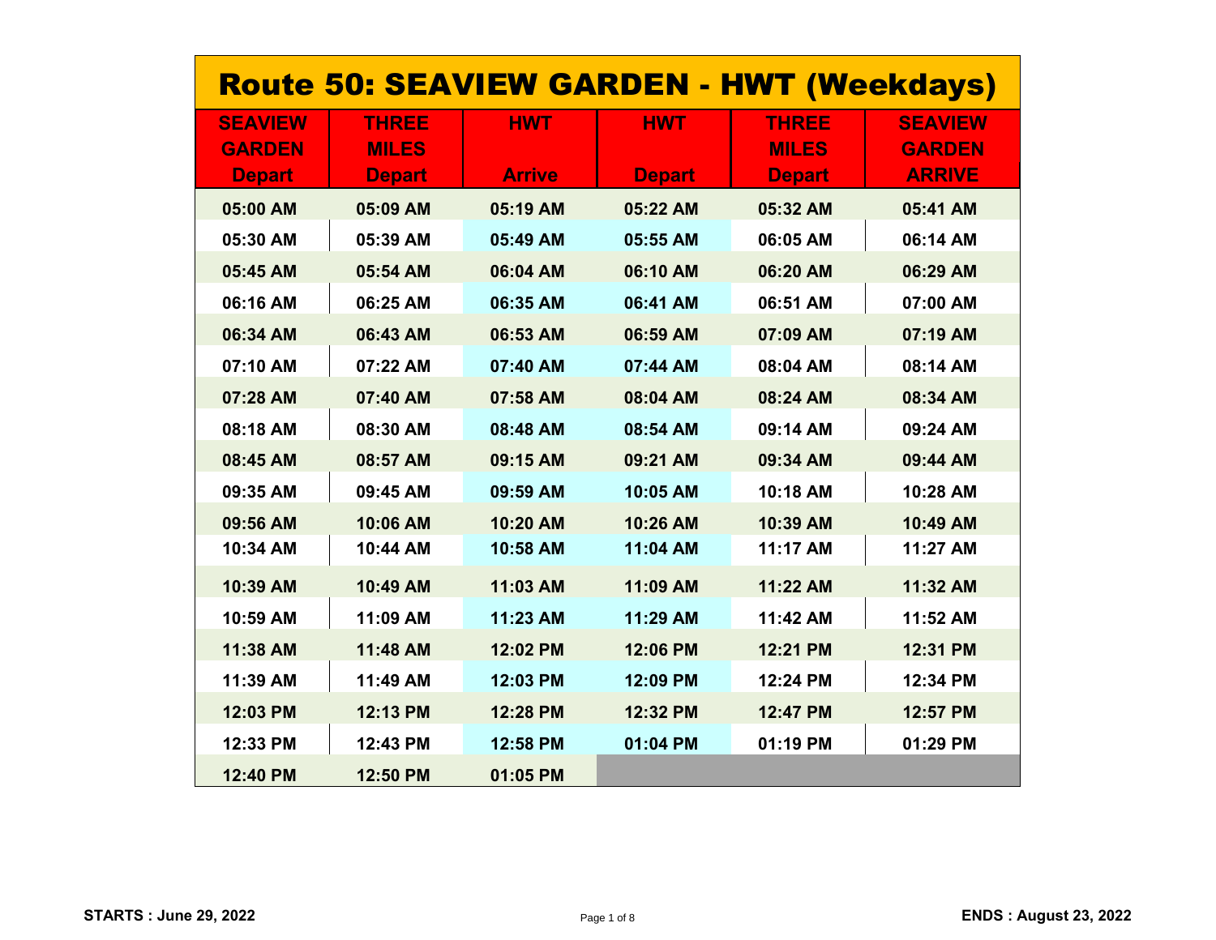# Route 50: SEAVIEW GARDEN - HWT (Weekdays)

| SEAVIEW GARDEN Depart | THREE MILES Depart | HWT Arrive | HWT Depart | THREE MILES Depart | SEAVIEW GARDEN ARRIVE |
|---|---|---|---|---|---|
| 05:00 AM | 05:09 AM | 05:19 AM | 05:22 AM | 05:32 AM | 05:41 AM |
| 05:30 AM | 05:39 AM | 05:49 AM | 05:55 AM | 06:05 AM | 06:14 AM |
| 05:45 AM | 05:54 AM | 06:04 AM | 06:10 AM | 06:20 AM | 06:29 AM |
| 06:16 AM | 06:25 AM | 06:35 AM | 06:41 AM | 06:51 AM | 07:00 AM |
| 06:34 AM | 06:43 AM | 06:53 AM | 06:59 AM | 07:09 AM | 07:19 AM |
| 07:10 AM | 07:22 AM | 07:40 AM | 07:44 AM | 08:04 AM | 08:14 AM |
| 07:28 AM | 07:40 AM | 07:58 AM | 08:04 AM | 08:24 AM | 08:34 AM |
| 08:18 AM | 08:30 AM | 08:48 AM | 08:54 AM | 09:14 AM | 09:24 AM |
| 08:45 AM | 08:57 AM | 09:15 AM | 09:21 AM | 09:34 AM | 09:44 AM |
| 09:35 AM | 09:45 AM | 09:59 AM | 10:05 AM | 10:18 AM | 10:28 AM |
| 09:56 AM | 10:06 AM | 10:20 AM | 10:26 AM | 10:39 AM | 10:49 AM |
| 10:34 AM | 10:44 AM | 10:58 AM | 11:04 AM | 11:17 AM | 11:27 AM |
| 10:39 AM | 10:49 AM | 11:03 AM | 11:09 AM | 11:22 AM | 11:32 AM |
| 10:59 AM | 11:09 AM | 11:23 AM | 11:29 AM | 11:42 AM | 11:52 AM |
| 11:38 AM | 11:48 AM | 12:02 PM | 12:06 PM | 12:21 PM | 12:31 PM |
| 11:39 AM | 11:49 AM | 12:03 PM | 12:09 PM | 12:24 PM | 12:34 PM |
| 12:03 PM | 12:13 PM | 12:28 PM | 12:32 PM | 12:47 PM | 12:57 PM |
| 12:33 PM | 12:43 PM | 12:58 PM | 01:04 PM | 01:19 PM | 01:29 PM |
| 12:40 PM | 12:50 PM | 01:05 PM | | | |

**STARTS : June 29, 2022**

**ENDS : August 23, 2022**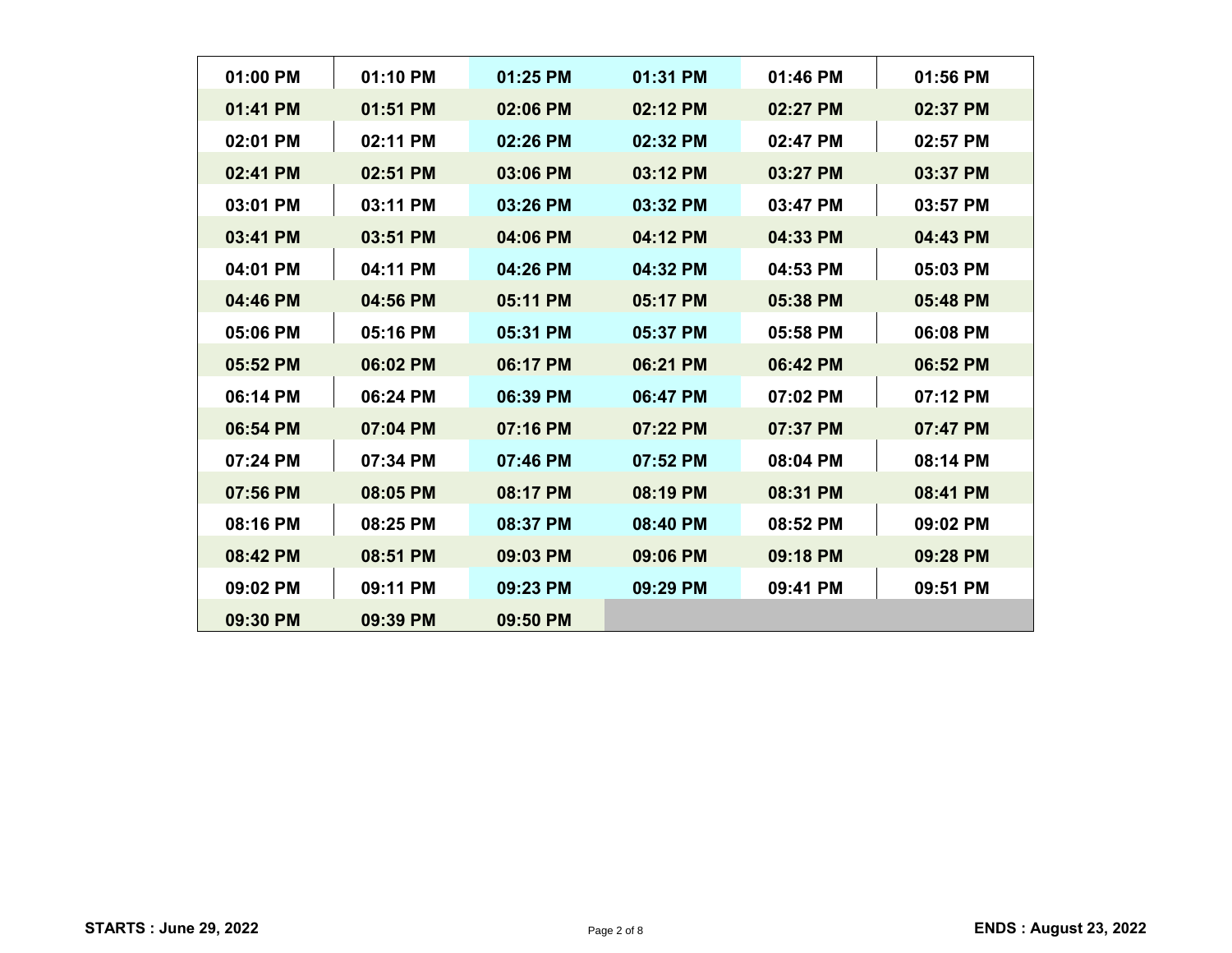| 01:00 PM | 01:10 PM | 01:25 PM | 01:31 PM | 01:46 PM | 01:56 PM |
|---|---|---|---|---|---|
| 01:41 PM | 01:51 PM | 02:06 PM | 02:12 PM | 02:27 PM | 02:37 PM |
| 02:01 PM | 02:11 PM | 02:26 PM | 02:32 PM | 02:47 PM | 02:57 PM |
| 02:41 PM | 02:51 PM | 03:06 PM | 03:12 PM | 03:27 PM | 03:37 PM |
| 03:01 PM | 03:11 PM | 03:26 PM | 03:32 PM | 03:47 PM | 03:57 PM |
| 03:41 PM | 03:51 PM | 04:06 PM | 04:12 PM | 04:33 PM | 04:43 PM |
| 04:01 PM | 04:11 PM | 04:26 PM | 04:32 PM | 04:53 PM | 05:03 PM |
| 04:46 PM | 04:56 PM | 05:11 PM | 05:17 PM | 05:38 PM | 05:48 PM |
| 05:06 PM | 05:16 PM | 05:31 PM | 05:37 PM | 05:58 PM | 06:08 PM |
| 05:52 PM | 06:02 PM | 06:17 PM | 06:21 PM | 06:42 PM | 06:52 PM |
| 06:14 PM | 06:24 PM | 06:39 PM | 06:47 PM | 07:02 PM | 07:12 PM |
| 06:54 PM | 07:04 PM | 07:16 PM | 07:22 PM | 07:37 PM | 07:47 PM |
| 07:24 PM | 07:34 PM | 07:46 PM | 07:52 PM | 08:04 PM | 08:14 PM |
| 07:56 PM | 08:05 PM | 08:17 PM | 08:19 PM | 08:31 PM | 08:41 PM |
| 08:16 PM | 08:25 PM | 08:37 PM | 08:40 PM | 08:52 PM | 09:02 PM |
| 08:42 PM | 08:51 PM | 09:03 PM | 09:06 PM | 09:18 PM | 09:28 PM |
| 09:02 PM | 09:11 PM | 09:23 PM | 09:29 PM | 09:41 PM | 09:51 PM |
| 09:30 PM | 09:39 PM | 09:50 PM | | | |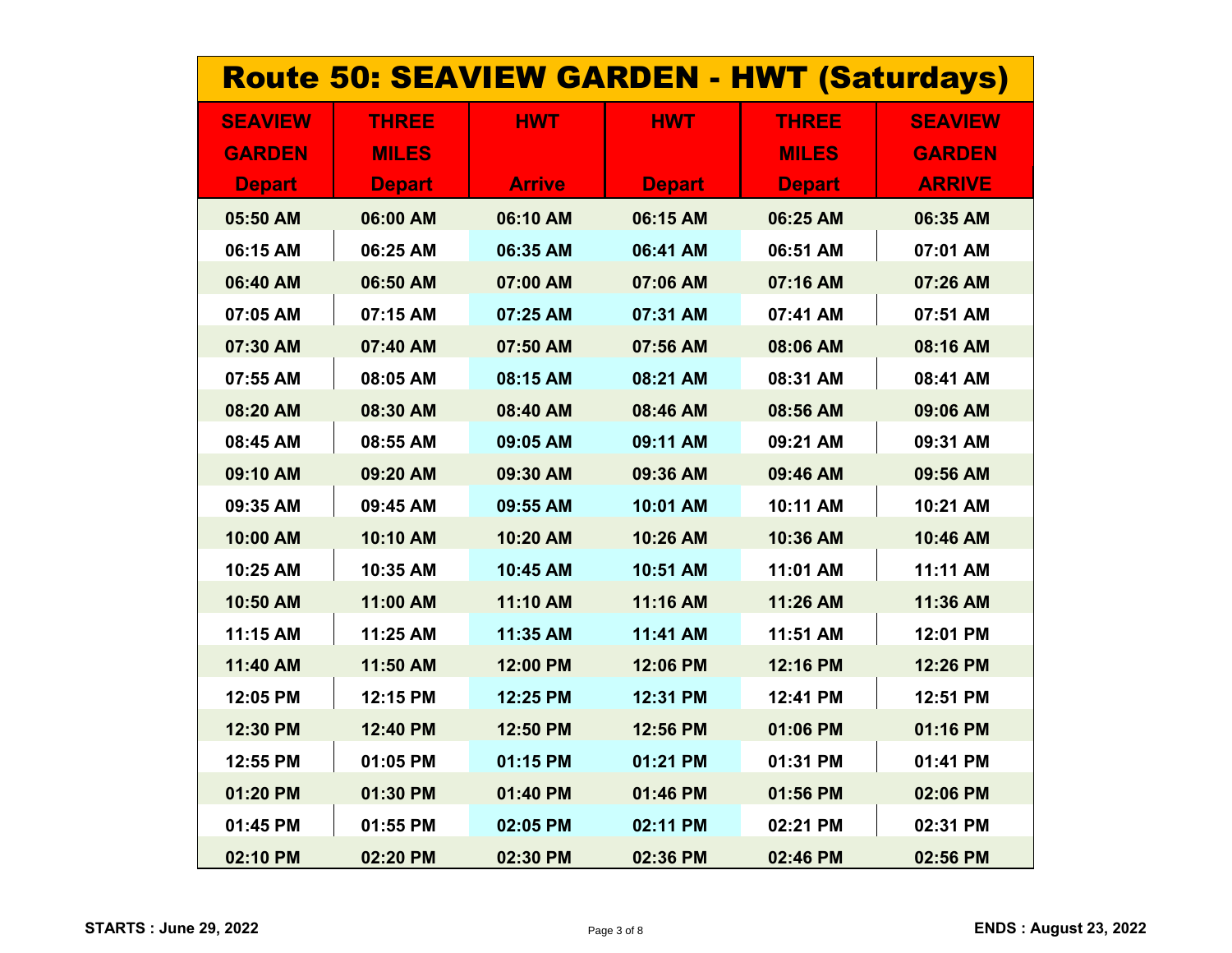# Route 50: SEAVIEW GARDEN - HWT (Saturdays)

| SEAVIEW GARDEN Depart | THREE MILES Depart | HWT Arrive | HWT Depart | THREE MILES Depart | SEAVIEW GARDEN ARRIVE |
|---|---|---|---|---|---|
| 05:50 AM | 06:00 AM | 06:10 AM | 06:15 AM | 06:25 AM | 06:35 AM |
| 06:15 AM | 06:25 AM | 06:35 AM | 06:41 AM | 06:51 AM | 07:01 AM |
| 06:40 AM | 06:50 AM | 07:00 AM | 07:06 AM | 07:16 AM | 07:26 AM |
| 07:05 AM | 07:15 AM | 07:25 AM | 07:31 AM | 07:41 AM | 07:51 AM |
| 07:30 AM | 07:40 AM | 07:50 AM | 07:56 AM | 08:06 AM | 08:16 AM |
| 07:55 AM | 08:05 AM | 08:15 AM | 08:21 AM | 08:31 AM | 08:41 AM |
| 08:20 AM | 08:30 AM | 08:40 AM | 08:46 AM | 08:56 AM | 09:06 AM |
| 08:45 AM | 08:55 AM | 09:05 AM | 09:11 AM | 09:21 AM | 09:31 AM |
| 09:10 AM | 09:20 AM | 09:30 AM | 09:36 AM | 09:46 AM | 09:56 AM |
| 09:35 AM | 09:45 AM | 09:55 AM | 10:01 AM | 10:11 AM | 10:21 AM |
| 10:00 AM | 10:10 AM | 10:20 AM | 10:26 AM | 10:36 AM | 10:46 AM |
| 10:25 AM | 10:35 AM | 10:45 AM | 10:51 AM | 11:01 AM | 11:11 AM |
| 10:50 AM | 11:00 AM | 11:10 AM | 11:16 AM | 11:26 AM | 11:36 AM |
| 11:15 AM | 11:25 AM | 11:35 AM | 11:41 AM | 11:51 AM | 12:01 PM |
| 11:40 AM | 11:50 AM | 12:00 PM | 12:06 PM | 12:16 PM | 12:26 PM |
| 12:05 PM | 12:15 PM | 12:25 PM | 12:31 PM | 12:41 PM | 12:51 PM |
| 12:30 PM | 12:40 PM | 12:50 PM | 12:56 PM | 01:06 PM | 01:16 PM |
| 12:55 PM | 01:05 PM | 01:15 PM | 01:21 PM | 01:31 PM | 01:41 PM |
| 01:20 PM | 01:30 PM | 01:40 PM | 01:46 PM | 01:56 PM | 02:06 PM |
| 01:45 PM | 01:55 PM | 02:05 PM | 02:11 PM | 02:21 PM | 02:31 PM |
| 02:10 PM | 02:20 PM | 02:30 PM | 02:36 PM | 02:46 PM | 02:56 PM |

**STARTS : June 29, 2022** **ENDS : August 23, 2022**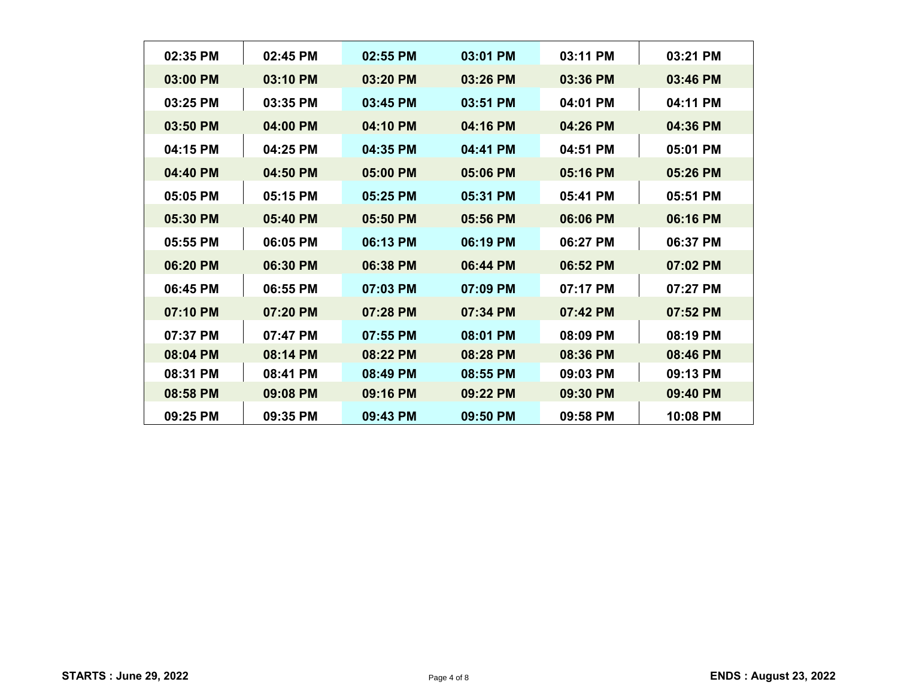| | | | | | |
|---|---|---|---|---|---|
| 02:35 PM | 02:45 PM | 02:55 PM | 03:01 PM | 03:11 PM | 03:21 PM |
| 03:00 PM | 03:10 PM | 03:20 PM | 03:26 PM | 03:36 PM | 03:46 PM |
| 03:25 PM | 03:35 PM | 03:45 PM | 03:51 PM | 04:01 PM | 04:11 PM |
| 03:50 PM | 04:00 PM | 04:10 PM | 04:16 PM | 04:26 PM | 04:36 PM |
| 04:15 PM | 04:25 PM | 04:35 PM | 04:41 PM | 04:51 PM | 05:01 PM |
| 04:40 PM | 04:50 PM | 05:00 PM | 05:06 PM | 05:16 PM | 05:26 PM |
| 05:05 PM | 05:15 PM | 05:25 PM | 05:31 PM | 05:41 PM | 05:51 PM |
| 05:30 PM | 05:40 PM | 05:50 PM | 05:56 PM | 06:06 PM | 06:16 PM |
| 05:55 PM | 06:05 PM | 06:13 PM | 06:19 PM | 06:27 PM | 06:37 PM |
| 06:20 PM | 06:30 PM | 06:38 PM | 06:44 PM | 06:52 PM | 07:02 PM |
| 06:45 PM | 06:55 PM | 07:03 PM | 07:09 PM | 07:17 PM | 07:27 PM |
| 07:10 PM | 07:20 PM | 07:28 PM | 07:34 PM | 07:42 PM | 07:52 PM |
| 07:37 PM | 07:47 PM | 07:55 PM | 08:01 PM | 08:09 PM | 08:19 PM |
| 08:04 PM | 08:14 PM | 08:22 PM | 08:28 PM | 08:36 PM | 08:46 PM |
| 08:31 PM | 08:41 PM | 08:49 PM | 08:55 PM | 09:03 PM | 09:13 PM |
| 08:58 PM | 09:08 PM | 09:16 PM | 09:22 PM | 09:30 PM | 09:40 PM |
| 09:25 PM | 09:35 PM | 09:43 PM | 09:50 PM | 09:58 PM | 10:08 PM |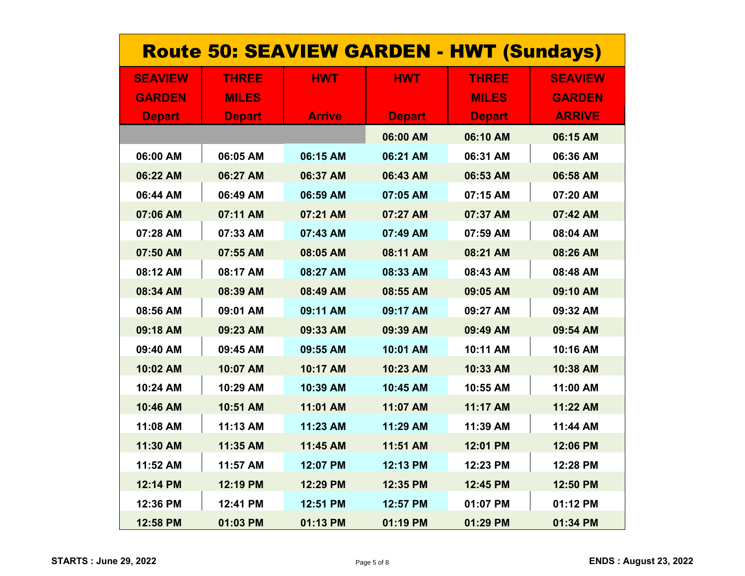# Route 50: SEAVIEW GARDEN - HWT (Sundays)

| SEAVIEW GARDEN Depart | THREE MILES Depart | HWT Arrive | HWT Depart | THREE MILES Depart | SEAVIEW GARDEN ARRIVE |
|---|---|---|---|---|---|
| | | | 06:00 AM | 06:10 AM | 06:15 AM |
| 06:00 AM | 06:05 AM | 06:15 AM | 06:21 AM | 06:31 AM | 06:36 AM |
| 06:22 AM | 06:27 AM | 06:37 AM | 06:43 AM | 06:53 AM | 06:58 AM |
| 06:44 AM | 06:49 AM | 06:59 AM | 07:05 AM | 07:15 AM | 07:20 AM |
| 07:06 AM | 07:11 AM | 07:21 AM | 07:27 AM | 07:37 AM | 07:42 AM |
| 07:28 AM | 07:33 AM | 07:43 AM | 07:49 AM | 07:59 AM | 08:04 AM |
| 07:50 AM | 07:55 AM | 08:05 AM | 08:11 AM | 08:21 AM | 08:26 AM |
| 08:12 AM | 08:17 AM | 08:27 AM | 08:33 AM | 08:43 AM | 08:48 AM |
| 08:34 AM | 08:39 AM | 08:49 AM | 08:55 AM | 09:05 AM | 09:10 AM |
| 08:56 AM | 09:01 AM | 09:11 AM | 09:17 AM | 09:27 AM | 09:32 AM |
| 09:18 AM | 09:23 AM | 09:33 AM | 09:39 AM | 09:49 AM | 09:54 AM |
| 09:40 AM | 09:45 AM | 09:55 AM | 10:01 AM | 10:11 AM | 10:16 AM |
| 10:02 AM | 10:07 AM | 10:17 AM | 10:23 AM | 10:33 AM | 10:38 AM |
| 10:24 AM | 10:29 AM | 10:39 AM | 10:45 AM | 10:55 AM | 11:00 AM |
| 10:46 AM | 10:51 AM | 11:01 AM | 11:07 AM | 11:17 AM | 11:22 AM |
| 11:08 AM | 11:13 AM | 11:23 AM | 11:29 AM | 11:39 AM | 11:44 AM |
| 11:30 AM | 11:35 AM | 11:45 AM | 11:51 AM | 12:01 PM | 12:06 PM |
| 11:52 AM | 11:57 AM | 12:07 PM | 12:13 PM | 12:23 PM | 12:28 PM |
| 12:14 PM | 12:19 PM | 12:29 PM | 12:35 PM | 12:45 PM | 12:50 PM |
| 12:36 PM | 12:41 PM | 12:51 PM | 12:57 PM | 01:07 PM | 01:12 PM |
| 12:58 PM | 01:03 PM | 01:13 PM | 01:19 PM | 01:29 PM | 01:34 PM |

**STARTS : June 29, 2022** **ENDS : August 23, 2022**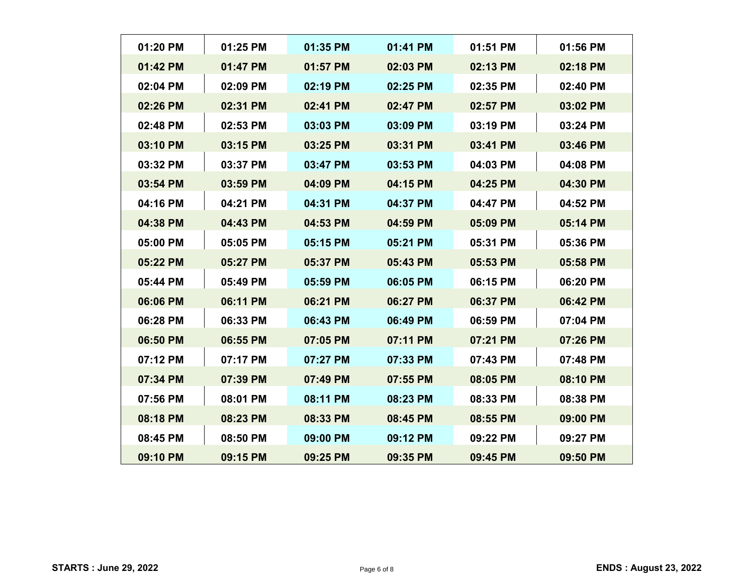| 01:20 PM | 01:25 PM | 01:35 PM | 01:41 PM | 01:51 PM | 01:56 PM |
|---|---|---|---|---|---|
| 01:42 PM | 01:47 PM | 01:57 PM | 02:03 PM | 02:13 PM | 02:18 PM |
| 02:04 PM | 02:09 PM | 02:19 PM | 02:25 PM | 02:35 PM | 02:40 PM |
| 02:26 PM | 02:31 PM | 02:41 PM | 02:47 PM | 02:57 PM | 03:02 PM |
| 02:48 PM | 02:53 PM | 03:03 PM | 03:09 PM | 03:19 PM | 03:24 PM |
| 03:10 PM | 03:15 PM | 03:25 PM | 03:31 PM | 03:41 PM | 03:46 PM |
| 03:32 PM | 03:37 PM | 03:47 PM | 03:53 PM | 04:03 PM | 04:08 PM |
| 03:54 PM | 03:59 PM | 04:09 PM | 04:15 PM | 04:25 PM | 04:30 PM |
| 04:16 PM | 04:21 PM | 04:31 PM | 04:37 PM | 04:47 PM | 04:52 PM |
| 04:38 PM | 04:43 PM | 04:53 PM | 04:59 PM | 05:09 PM | 05:14 PM |
| 05:00 PM | 05:05 PM | 05:15 PM | 05:21 PM | 05:31 PM | 05:36 PM |
| 05:22 PM | 05:27 PM | 05:37 PM | 05:43 PM | 05:53 PM | 05:58 PM |
| 05:44 PM | 05:49 PM | 05:59 PM | 06:05 PM | 06:15 PM | 06:20 PM |
| 06:06 PM | 06:11 PM | 06:21 PM | 06:27 PM | 06:37 PM | 06:42 PM |
| 06:28 PM | 06:33 PM | 06:43 PM | 06:49 PM | 06:59 PM | 07:04 PM |
| 06:50 PM | 06:55 PM | 07:05 PM | 07:11 PM | 07:21 PM | 07:26 PM |
| 07:12 PM | 07:17 PM | 07:27 PM | 07:33 PM | 07:43 PM | 07:48 PM |
| 07:34 PM | 07:39 PM | 07:49 PM | 07:55 PM | 08:05 PM | 08:10 PM |
| 07:56 PM | 08:01 PM | 08:11 PM | 08:23 PM | 08:33 PM | 08:38 PM |
| 08:18 PM | 08:23 PM | 08:33 PM | 08:45 PM | 08:55 PM | 09:00 PM |
| 08:45 PM | 08:50 PM | 09:00 PM | 09:12 PM | 09:22 PM | 09:27 PM |
| 09:10 PM | 09:15 PM | 09:25 PM | 09:35 PM | 09:45 PM | 09:50 PM |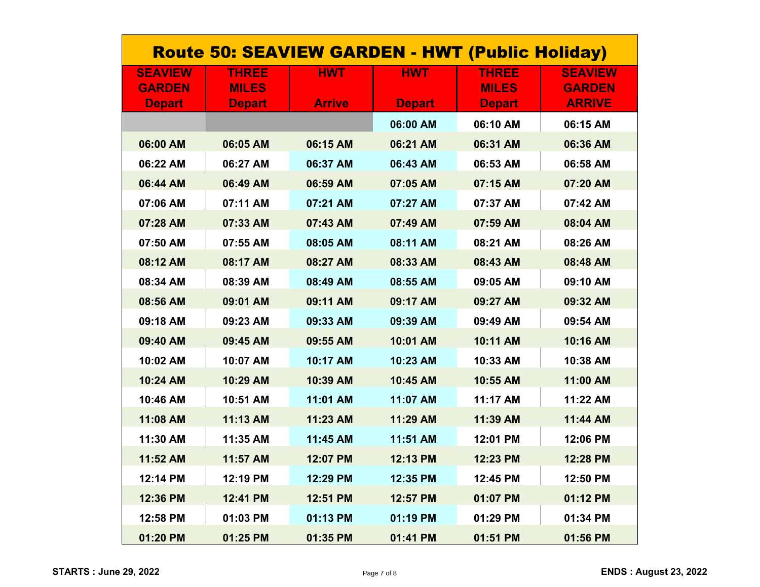# Route 50: SEAVIEW GARDEN - HWT (Public Holiday)

| SEAVIEW GARDEN Depart | THREE MILES Depart | HWT Arrive | HWT Depart | THREE MILES Depart | SEAVIEW GARDEN ARRIVE |
|---|---|---|---|---|---|
| | | | 06:00 AM | 06:10 AM | 06:15 AM |
| 06:00 AM | 06:05 AM | 06:15 AM | 06:21 AM | 06:31 AM | 06:36 AM |
| 06:22 AM | 06:27 AM | 06:37 AM | 06:43 AM | 06:53 AM | 06:58 AM |
| 06:44 AM | 06:49 AM | 06:59 AM | 07:05 AM | 07:15 AM | 07:20 AM |
| 07:06 AM | 07:11 AM | 07:21 AM | 07:27 AM | 07:37 AM | 07:42 AM |
| 07:28 AM | 07:33 AM | 07:43 AM | 07:49 AM | 07:59 AM | 08:04 AM |
| 07:50 AM | 07:55 AM | 08:05 AM | 08:11 AM | 08:21 AM | 08:26 AM |
| 08:12 AM | 08:17 AM | 08:27 AM | 08:33 AM | 08:43 AM | 08:48 AM |
| 08:34 AM | 08:39 AM | 08:49 AM | 08:55 AM | 09:05 AM | 09:10 AM |
| 08:56 AM | 09:01 AM | 09:11 AM | 09:17 AM | 09:27 AM | 09:32 AM |
| 09:18 AM | 09:23 AM | 09:33 AM | 09:39 AM | 09:49 AM | 09:54 AM |
| 09:40 AM | 09:45 AM | 09:55 AM | 10:01 AM | 10:11 AM | 10:16 AM |
| 10:02 AM | 10:07 AM | 10:17 AM | 10:23 AM | 10:33 AM | 10:38 AM |
| 10:24 AM | 10:29 AM | 10:39 AM | 10:45 AM | 10:55 AM | 11:00 AM |
| 10:46 AM | 10:51 AM | 11:01 AM | 11:07 AM | 11:17 AM | 11:22 AM |
| 11:08 AM | 11:13 AM | 11:23 AM | 11:29 AM | 11:39 AM | 11:44 AM |
| 11:30 AM | 11:35 AM | 11:45 AM | 11:51 AM | 12:01 PM | 12:06 PM |
| 11:52 AM | 11:57 AM | 12:07 PM | 12:13 PM | 12:23 PM | 12:28 PM |
| 12:14 PM | 12:19 PM | 12:29 PM | 12:35 PM | 12:45 PM | 12:50 PM |
| 12:36 PM | 12:41 PM | 12:51 PM | 12:57 PM | 01:07 PM | 01:12 PM |
| 12:58 PM | 01:03 PM | 01:13 PM | 01:19 PM | 01:29 PM | 01:34 PM |
| 01:20 PM | 01:25 PM | 01:35 PM | 01:41 PM | 01:51 PM | 01:56 PM |

**STARTS : June 29, 2022** **ENDS : August 23, 2022**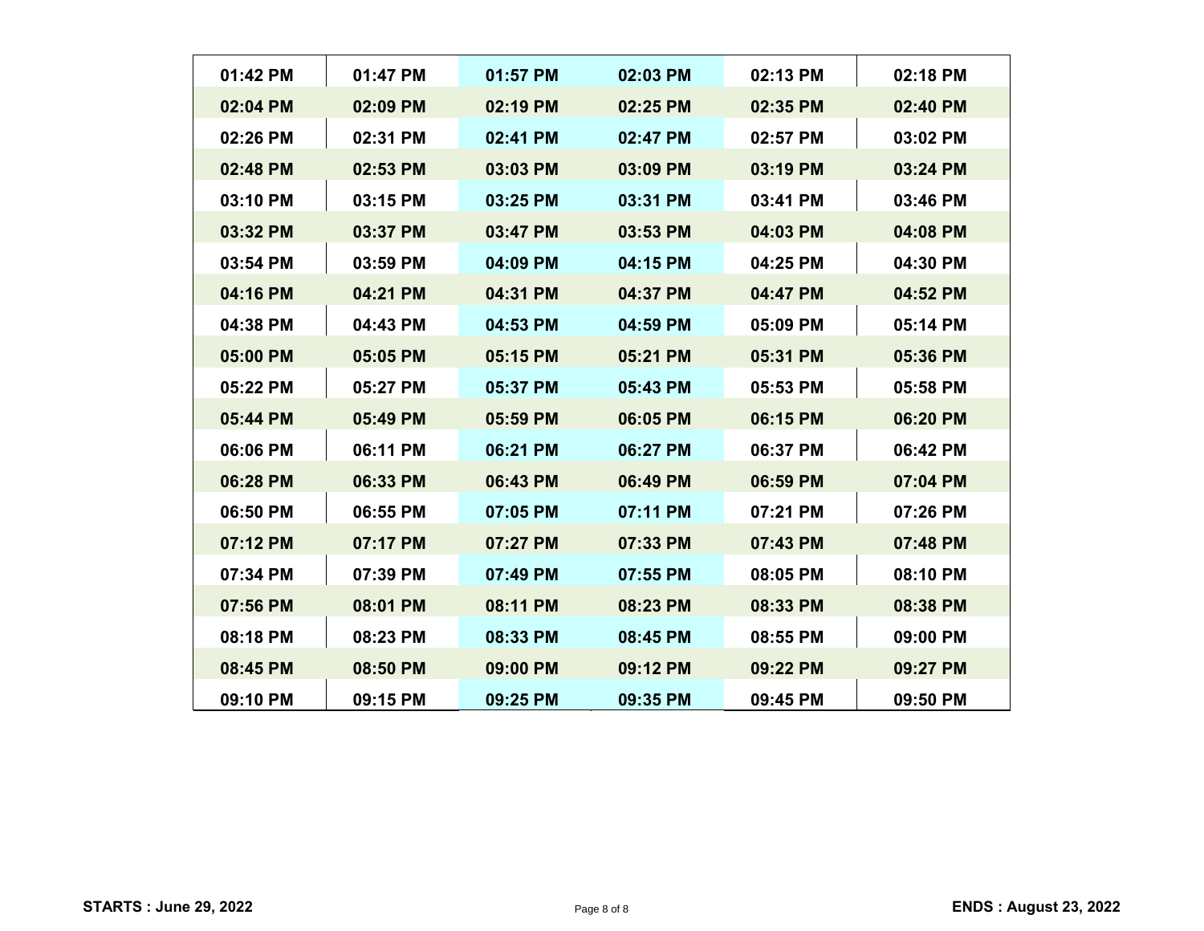| | | | | | |
|---|---|---|---|---|---|
| 01:42 PM | 01:47 PM | 01:57 PM | 02:03 PM | 02:13 PM | 02:18 PM |
| 02:04 PM | 02:09 PM | 02:19 PM | 02:25 PM | 02:35 PM | 02:40 PM |
| 02:26 PM | 02:31 PM | 02:41 PM | 02:47 PM | 02:57 PM | 03:02 PM |
| 02:48 PM | 02:53 PM | 03:03 PM | 03:09 PM | 03:19 PM | 03:24 PM |
| 03:10 PM | 03:15 PM | 03:25 PM | 03:31 PM | 03:41 PM | 03:46 PM |
| 03:32 PM | 03:37 PM | 03:47 PM | 03:53 PM | 04:03 PM | 04:08 PM |
| 03:54 PM | 03:59 PM | 04:09 PM | 04:15 PM | 04:25 PM | 04:30 PM |
| 04:16 PM | 04:21 PM | 04:31 PM | 04:37 PM | 04:47 PM | 04:52 PM |
| 04:38 PM | 04:43 PM | 04:53 PM | 04:59 PM | 05:09 PM | 05:14 PM |
| 05:00 PM | 05:05 PM | 05:15 PM | 05:21 PM | 05:31 PM | 05:36 PM |
| 05:22 PM | 05:27 PM | 05:37 PM | 05:43 PM | 05:53 PM | 05:58 PM |
| 05:44 PM | 05:49 PM | 05:59 PM | 06:05 PM | 06:15 PM | 06:20 PM |
| 06:06 PM | 06:11 PM | 06:21 PM | 06:27 PM | 06:37 PM | 06:42 PM |
| 06:28 PM | 06:33 PM | 06:43 PM | 06:49 PM | 06:59 PM | 07:04 PM |
| 06:50 PM | 06:55 PM | 07:05 PM | 07:11 PM | 07:21 PM | 07:26 PM |
| 07:12 PM | 07:17 PM | 07:27 PM | 07:33 PM | 07:43 PM | 07:48 PM |
| 07:34 PM | 07:39 PM | 07:49 PM | 07:55 PM | 08:05 PM | 08:10 PM |
| 07:56 PM | 08:01 PM | 08:11 PM | 08:23 PM | 08:33 PM | 08:38 PM |
| 08:18 PM | 08:23 PM | 08:33 PM | 08:45 PM | 08:55 PM | 09:00 PM |
| 08:45 PM | 08:50 PM | 09:00 PM | 09:12 PM | 09:22 PM | 09:27 PM |
| 09:10 PM | 09:15 PM | 09:25 PM | 09:35 PM | 09:45 PM | 09:50 PM |

**STARTS : June 29, 2022**

**ENDS : August 23, 2022**